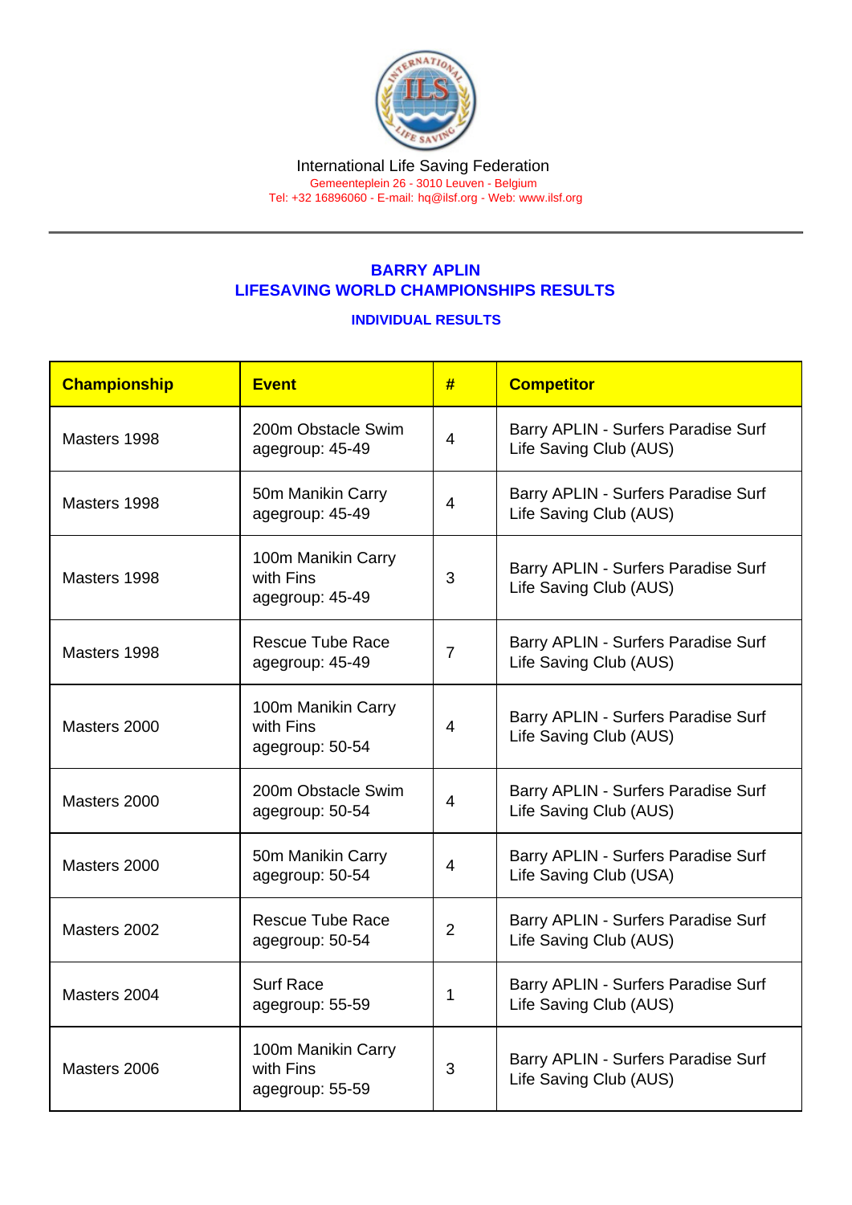International Life Saving Federation
Gemeenteplein 26 - 3010 Leuven - Belgium
Tel: +32 16896060 - E-mail: hq@ilsf.org - Web: www.ilsf.org

## BARRY APLIN
## LIFESAVING WORLD CHAMPIONSHIPS RESULTS

### INDIVIDUAL RESULTS

| Championship | Event | # | Competitor |
|---|---|---|---|
| Masters 1998 | 200m Obstacle Swim agegroup: 45-49 | 4 | Barry APLIN - Surfers Paradise Surf Life Saving Club (AUS) |
| Masters 1998 | 50m Manikin Carry agegroup: 45-49 | 4 | Barry APLIN - Surfers Paradise Surf Life Saving Club (AUS) |
| Masters 1998 | 100m Manikin Carry with Fins agegroup: 45-49 | 3 | Barry APLIN - Surfers Paradise Surf Life Saving Club (AUS) |
| Masters 1998 | Rescue Tube Race agegroup: 45-49 | 7 | Barry APLIN - Surfers Paradise Surf Life Saving Club (AUS) |
| Masters 2000 | 100m Manikin Carry with Fins agegroup: 50-54 | 4 | Barry APLIN - Surfers Paradise Surf Life Saving Club (AUS) |
| Masters 2000 | 200m Obstacle Swim agegroup: 50-54 | 4 | Barry APLIN - Surfers Paradise Surf Life Saving Club (AUS) |
| Masters 2000 | 50m Manikin Carry agegroup: 50-54 | 4 | Barry APLIN - Surfers Paradise Surf Life Saving Club (USA) |
| Masters 2002 | Rescue Tube Race agegroup: 50-54 | 2 | Barry APLIN - Surfers Paradise Surf Life Saving Club (AUS) |
| Masters 2004 | Surf Race agegroup: 55-59 | 1 | Barry APLIN - Surfers Paradise Surf Life Saving Club (AUS) |
| Masters 2006 | 100m Manikin Carry with Fins agegroup: 55-59 | 3 | Barry APLIN - Surfers Paradise Surf Life Saving Club (AUS) |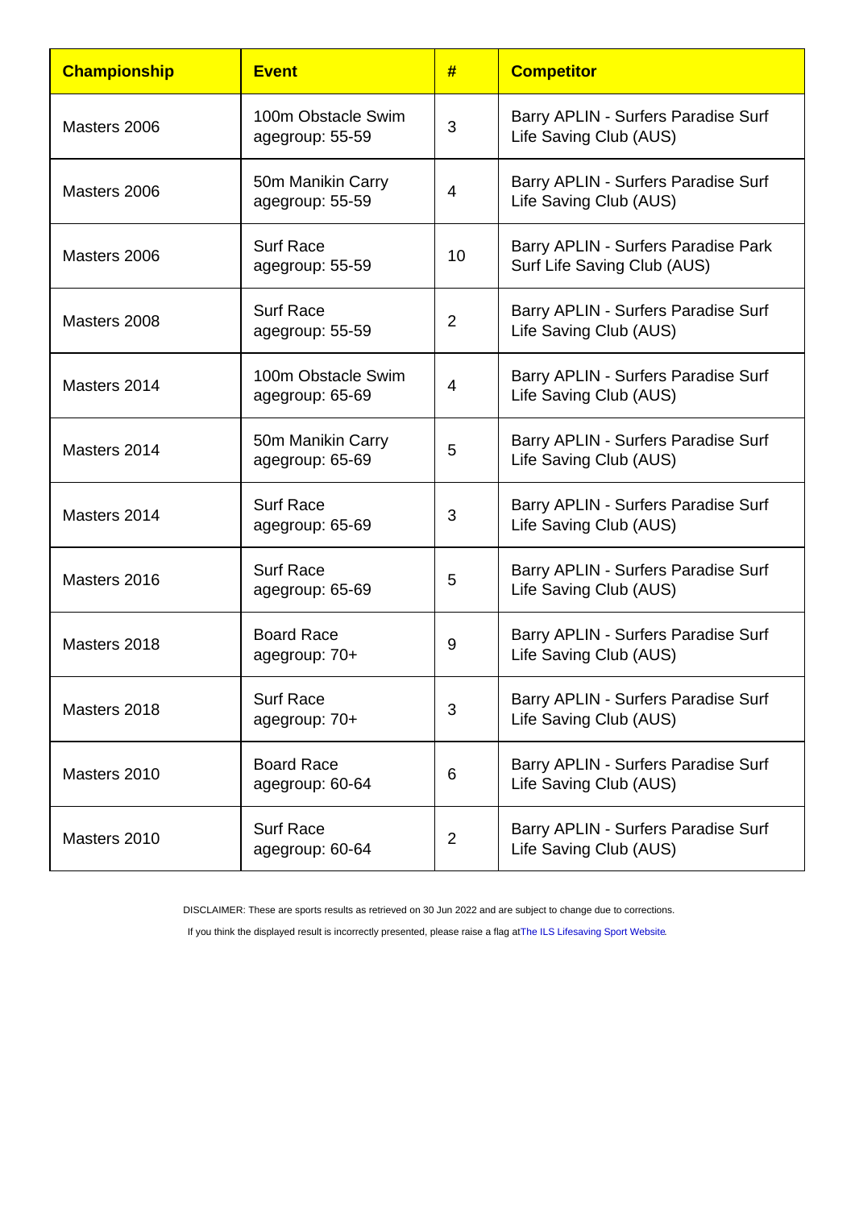| Championship | Event | # | Competitor |
|---|---|---|---|
| Masters 2006 | 100m Obstacle Swim agegroup: 55-59 | 3 | Barry APLIN - Surfers Paradise Surf Life Saving Club (AUS) |
| Masters 2006 | 50m Manikin Carry agegroup: 55-59 | 4 | Barry APLIN - Surfers Paradise Surf Life Saving Club (AUS) |
| Masters 2006 | Surf Race agegroup: 55-59 | 10 | Barry APLIN - Surfers Paradise Park Surf Life Saving Club (AUS) |
| Masters 2008 | Surf Race agegroup: 55-59 | 2 | Barry APLIN - Surfers Paradise Surf Life Saving Club (AUS) |
| Masters 2014 | 100m Obstacle Swim agegroup: 65-69 | 4 | Barry APLIN - Surfers Paradise Surf Life Saving Club (AUS) |
| Masters 2014 | 50m Manikin Carry agegroup: 65-69 | 5 | Barry APLIN - Surfers Paradise Surf Life Saving Club (AUS) |
| Masters 2014 | Surf Race agegroup: 65-69 | 3 | Barry APLIN - Surfers Paradise Surf Life Saving Club (AUS) |
| Masters 2016 | Surf Race agegroup: 65-69 | 5 | Barry APLIN - Surfers Paradise Surf Life Saving Club (AUS) |
| Masters 2018 | Board Race agegroup: 70+ | 9 | Barry APLIN - Surfers Paradise Surf Life Saving Club (AUS) |
| Masters 2018 | Surf Race agegroup: 70+ | 3 | Barry APLIN - Surfers Paradise Surf Life Saving Club (AUS) |
| Masters 2010 | Board Race agegroup: 60-64 | 6 | Barry APLIN - Surfers Paradise Surf Life Saving Club (AUS) |
| Masters 2010 | Surf Race agegroup: 60-64 | 2 | Barry APLIN - Surfers Paradise Surf Life Saving Club (AUS) |

DISCLAIMER: These are sports results as retrieved on 30 Jun 2022 and are subject to change due to corrections.

If you think the displayed result is incorrectly presented, please raise a flag at The ILS Lifesaving Sport Website.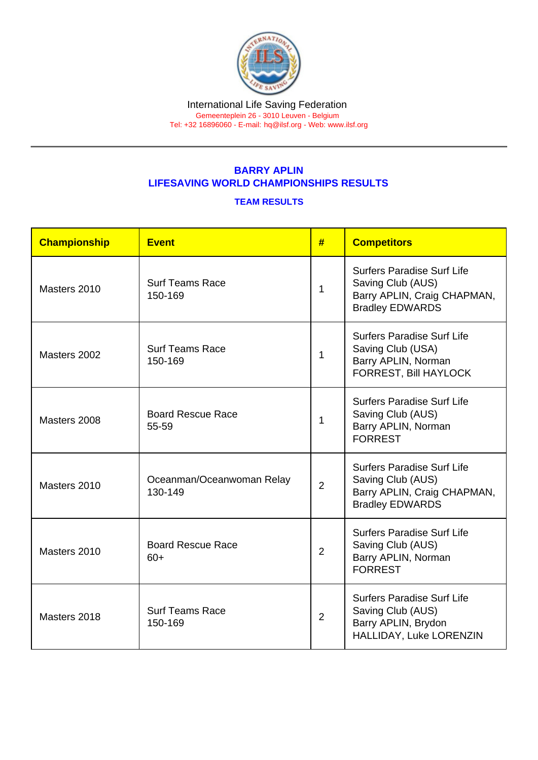International Life Saving Federation
Gemeenteplein 26 - 3010 Leuven - Belgium
Tel: +32 16896060 - E-mail: hq@ilsf.org - Web: www.ilsf.org

## BARRY APLIN
## LIFESAVING WORLD CHAMPIONSHIPS RESULTS

### TEAM RESULTS

| Championship | Event | # | Competitors |
|---|---|---|---|
| Masters 2010 | Surf Teams Race 150-169 | 1 | Surfers Paradise Surf Life Saving Club (AUS) Barry APLIN, Craig CHAPMAN, Bradley EDWARDS |
| Masters 2002 | Surf Teams Race 150-169 | 1 | Surfers Paradise Surf Life Saving Club (USA) Barry APLIN, Norman FORREST, Bill HAYLOCK |
| Masters 2008 | Board Rescue Race 55-59 | 1 | Surfers Paradise Surf Life Saving Club (AUS) Barry APLIN, Norman FORREST |
| Masters 2010 | Oceanman/Oceanwoman Relay 130-149 | 2 | Surfers Paradise Surf Life Saving Club (AUS) Barry APLIN, Craig CHAPMAN, Bradley EDWARDS |
| Masters 2010 | Board Rescue Race 60+ | 2 | Surfers Paradise Surf Life Saving Club (AUS) Barry APLIN, Norman FORREST |
| Masters 2018 | Surf Teams Race 150-169 | 2 | Surfers Paradise Surf Life Saving Club (AUS) Barry APLIN, Brydon HALLIDAY, Luke LORENZIN |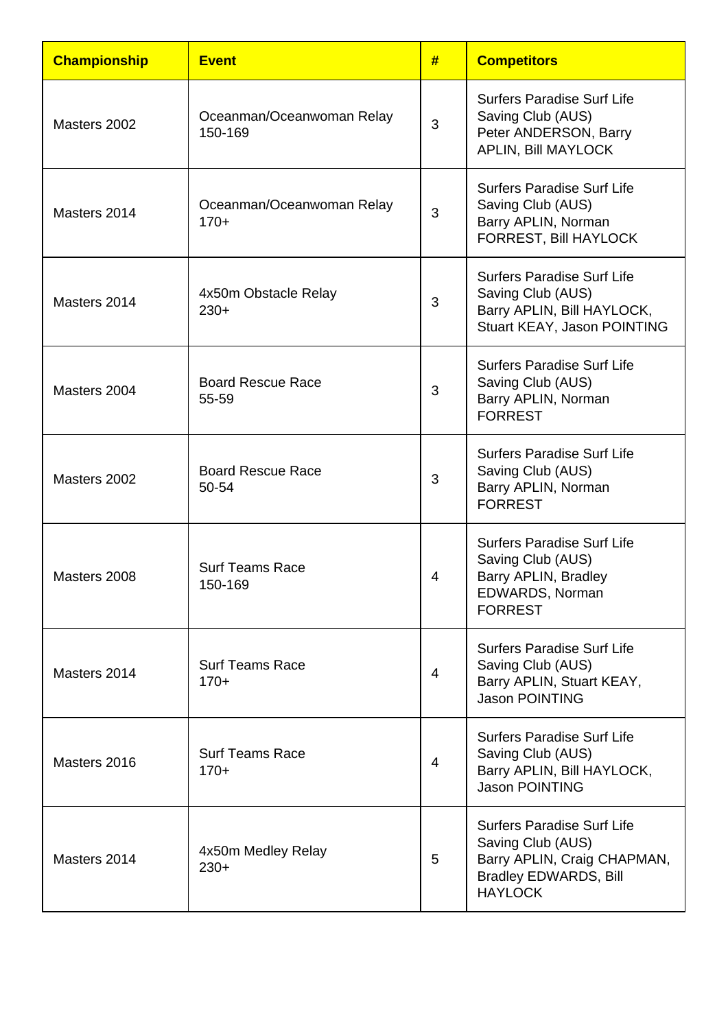| Championship | Event | # | Competitors |
|---|---|---|---|
| Masters 2002 | Oceanman/Oceanwoman Relay 150-169 | 3 | Surfers Paradise Surf Life Saving Club (AUS) Peter ANDERSON, Barry APLIN, Bill MAYLOCK |
| Masters 2014 | Oceanman/Oceanwoman Relay 170+ | 3 | Surfers Paradise Surf Life Saving Club (AUS) Barry APLIN, Norman FORREST, Bill HAYLOCK |
| Masters 2014 | 4x50m Obstacle Relay 230+ | 3 | Surfers Paradise Surf Life Saving Club (AUS) Barry APLIN, Bill HAYLOCK, Stuart KEAY, Jason POINTING |
| Masters 2004 | Board Rescue Race 55-59 | 3 | Surfers Paradise Surf Life Saving Club (AUS) Barry APLIN, Norman FORREST |
| Masters 2002 | Board Rescue Race 50-54 | 3 | Surfers Paradise Surf Life Saving Club (AUS) Barry APLIN, Norman FORREST |
| Masters 2008 | Surf Teams Race 150-169 | 4 | Surfers Paradise Surf Life Saving Club (AUS) Barry APLIN, Bradley EDWARDS, Norman FORREST |
| Masters 2014 | Surf Teams Race 170+ | 4 | Surfers Paradise Surf Life Saving Club (AUS) Barry APLIN, Stuart KEAY, Jason POINTING |
| Masters 2016 | Surf Teams Race 170+ | 4 | Surfers Paradise Surf Life Saving Club (AUS) Barry APLIN, Bill HAYLOCK, Jason POINTING |
| Masters 2014 | 4x50m Medley Relay 230+ | 5 | Surfers Paradise Surf Life Saving Club (AUS) Barry APLIN, Craig CHAPMAN, Bradley EDWARDS, Bill HAYLOCK |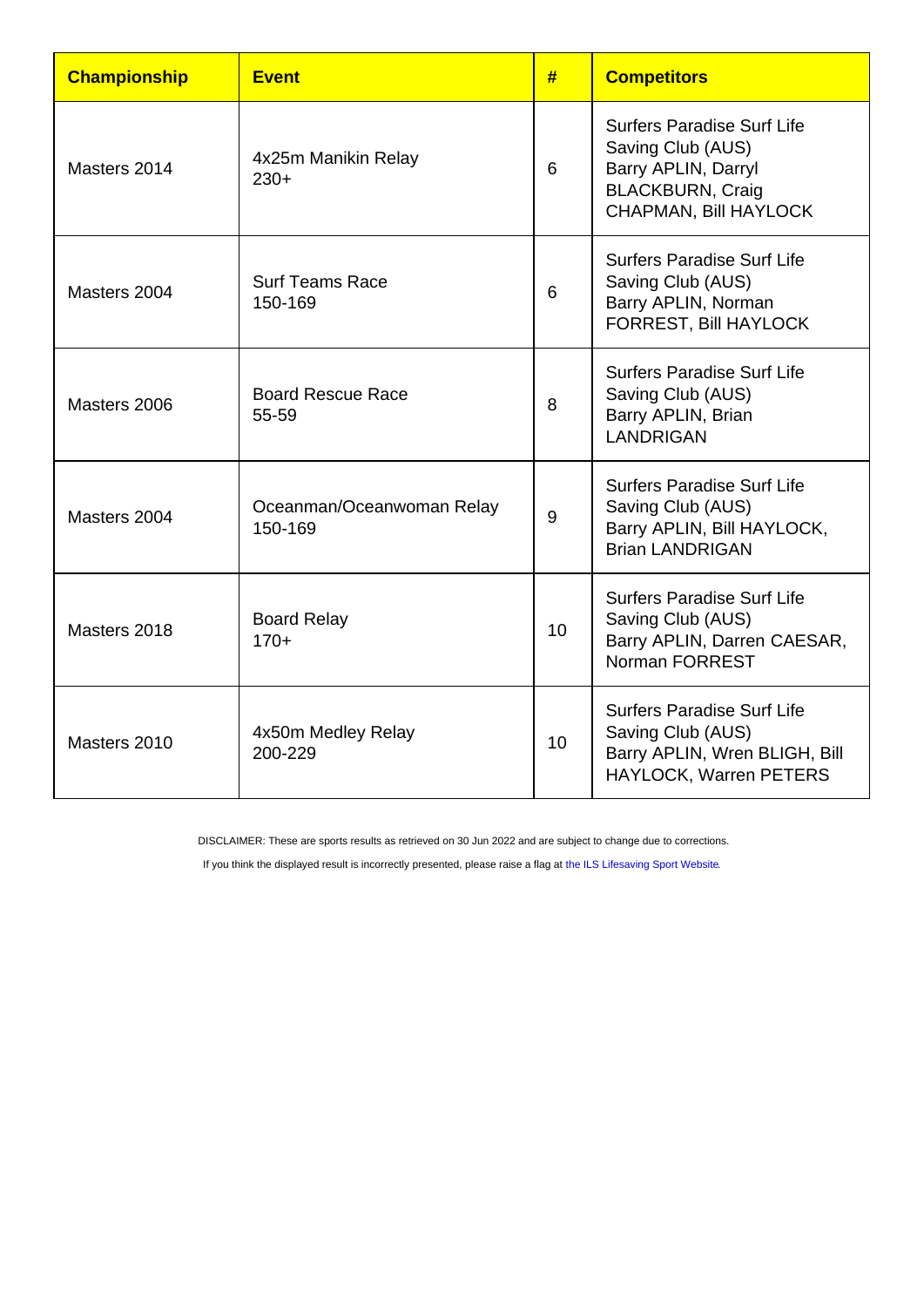| Championship | Event | # | Competitors |
| --- | --- | --- | --- |
| Masters 2014 | 4x25m Manikin Relay 230+ | 6 | Surfers Paradise Surf Life Saving Club (AUS) Barry APLIN, Darryl BLACKBURN, Craig CHAPMAN, Bill HAYLOCK |
| Masters 2004 | Surf Teams Race 150-169 | 6 | Surfers Paradise Surf Life Saving Club (AUS) Barry APLIN, Norman FORREST, Bill HAYLOCK |
| Masters 2006 | Board Rescue Race 55-59 | 8 | Surfers Paradise Surf Life Saving Club (AUS) Barry APLIN, Brian LANDRIGAN |
| Masters 2004 | Oceanman/Oceanwoman Relay 150-169 | 9 | Surfers Paradise Surf Life Saving Club (AUS) Barry APLIN, Bill HAYLOCK, Brian LANDRIGAN |
| Masters 2018 | Board Relay 170+ | 10 | Surfers Paradise Surf Life Saving Club (AUS) Barry APLIN, Darren CAESAR, Norman FORREST |
| Masters 2010 | 4x50m Medley Relay 200-229 | 10 | Surfers Paradise Surf Life Saving Club (AUS) Barry APLIN, Wren BLIGH, Bill HAYLOCK, Warren PETERS |

DISCLAIMER: These are sports results as retrieved on 30 Jun 2022 and are subject to change due to corrections.

If you think the displayed result is incorrectly presented, please raise a flag at the ILS Lifesaving Sport Website.